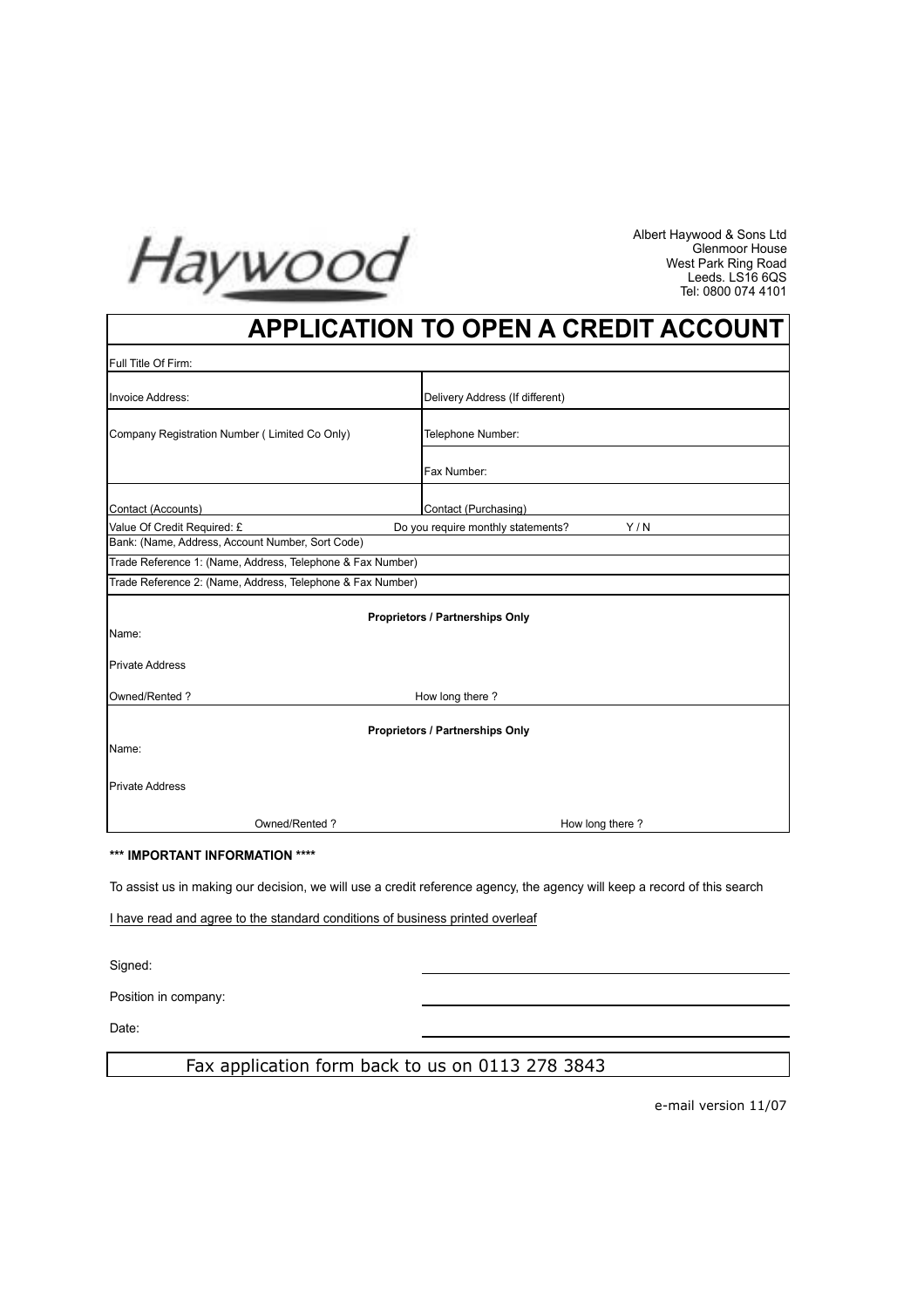Haywood

Albert Haywood & Sons Ltd
Glenmoor House
West Park Ring Road
Leeds. LS16 6QS
Tel: 0800 074 4101

# APPLICATION TO OPEN A CREDIT ACCOUNT

| Full Title Of Firm: | |
|---|---|
| Invoice Address: | Delivery Address (If different) |
| Company Registration Number ( Limited Co Only) | Telephone Number: |
| | Fax Number: |
| Contact (Accounts) | Contact (Purchasing) |
| Value Of Credit Required: £ | Do you require monthly statements? Y / N |
| Bank: (Name, Address, Account Number, Sort Code) | |
| Trade Reference 1: (Name, Address, Telephone & Fax Number) | |
| Trade Reference 2: (Name, Address, Telephone & Fax Number) | |

**Proprietors / Partnerships Only**

Name:

Private Address

Owned/Rented ? How long there ?

**Proprietors / Partnerships Only**

Name:

Private Address

Owned/Rented ? How long there ?

**\*\*\* IMPORTANT INFORMATION \*\*\*\***

To assist us in making our decision, we will use a credit reference agency, the agency will keep a record of this search

I have read and agree to the standard conditions of business printed overleaf

Signed:

Position in company:

Date:

Fax application form back to us on 0113 278 3843

e-mail version 11/07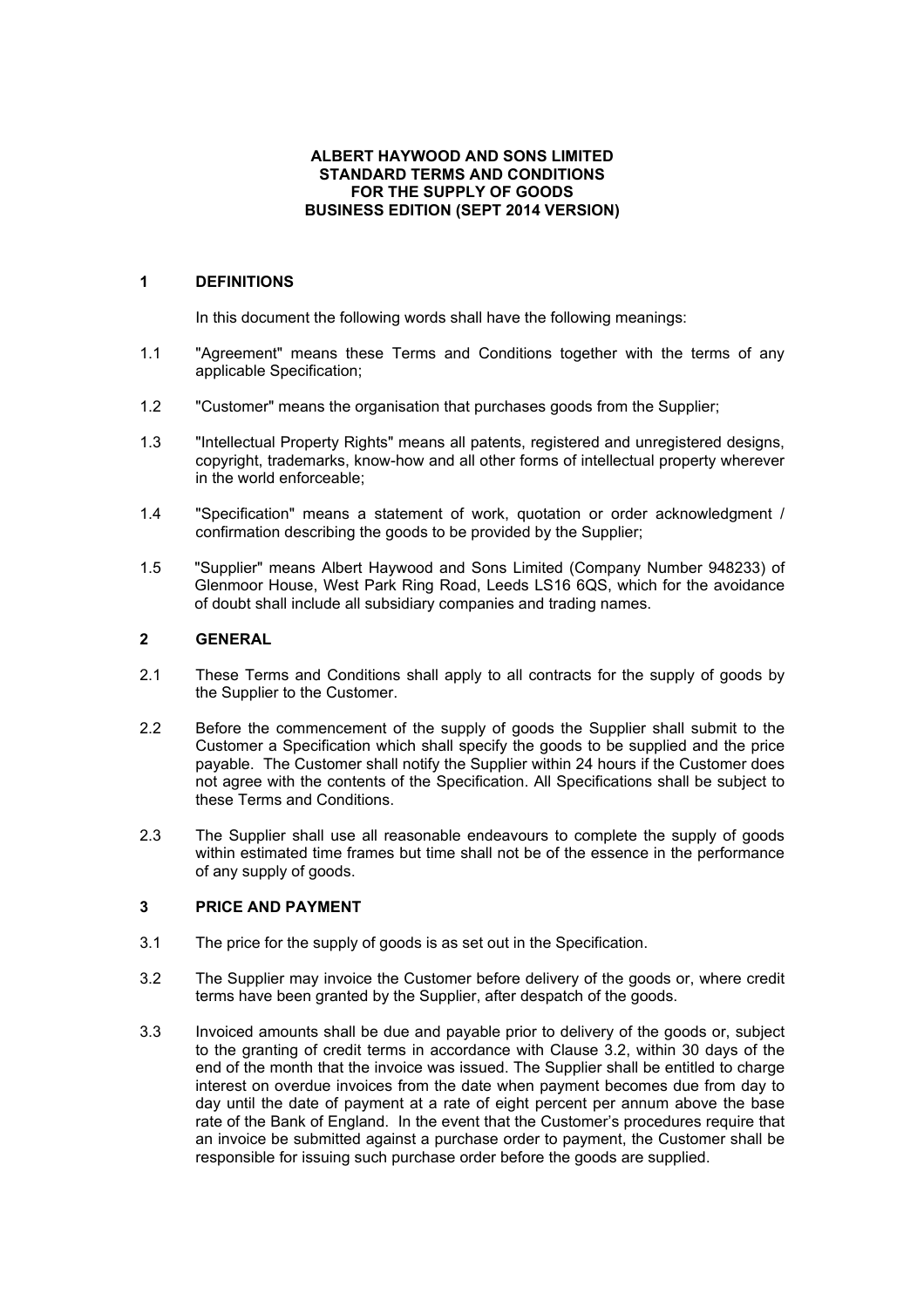**ALBERT HAYWOOD AND SONS LIMITED**
**STANDARD TERMS AND CONDITIONS**
**FOR THE SUPPLY OF GOODS**
**BUSINESS EDITION (SEPT 2014 VERSION)**

## 1 DEFINITIONS

In this document the following words shall have the following meanings:

1.1 "Agreement" means these Terms and Conditions together with the terms of any applicable Specification;

1.2 "Customer" means the organisation that purchases goods from the Supplier;

1.3 "Intellectual Property Rights" means all patents, registered and unregistered designs, copyright, trademarks, know-how and all other forms of intellectual property wherever in the world enforceable;

1.4 "Specification" means a statement of work, quotation or order acknowledgment / confirmation describing the goods to be provided by the Supplier;

1.5 "Supplier" means Albert Haywood and Sons Limited (Company Number 948233) of Glenmoor House, West Park Ring Road, Leeds LS16 6QS, which for the avoidance of doubt shall include all subsidiary companies and trading names.

## 2 GENERAL

2.1 These Terms and Conditions shall apply to all contracts for the supply of goods by the Supplier to the Customer.

2.2 Before the commencement of the supply of goods the Supplier shall submit to the Customer a Specification which shall specify the goods to be supplied and the price payable. The Customer shall notify the Supplier within 24 hours if the Customer does not agree with the contents of the Specification. All Specifications shall be subject to these Terms and Conditions.

2.3 The Supplier shall use all reasonable endeavours to complete the supply of goods within estimated time frames but time shall not be of the essence in the performance of any supply of goods.

## 3 PRICE AND PAYMENT

3.1 The price for the supply of goods is as set out in the Specification.

3.2 The Supplier may invoice the Customer before delivery of the goods or, where credit terms have been granted by the Supplier, after despatch of the goods.

3.3 Invoiced amounts shall be due and payable prior to delivery of the goods or, subject to the granting of credit terms in accordance with Clause 3.2, within 30 days of the end of the month that the invoice was issued. The Supplier shall be entitled to charge interest on overdue invoices from the date when payment becomes due from day to day until the date of payment at a rate of eight percent per annum above the base rate of the Bank of England. In the event that the Customer's procedures require that an invoice be submitted against a purchase order to payment, the Customer shall be responsible for issuing such purchase order before the goods are supplied.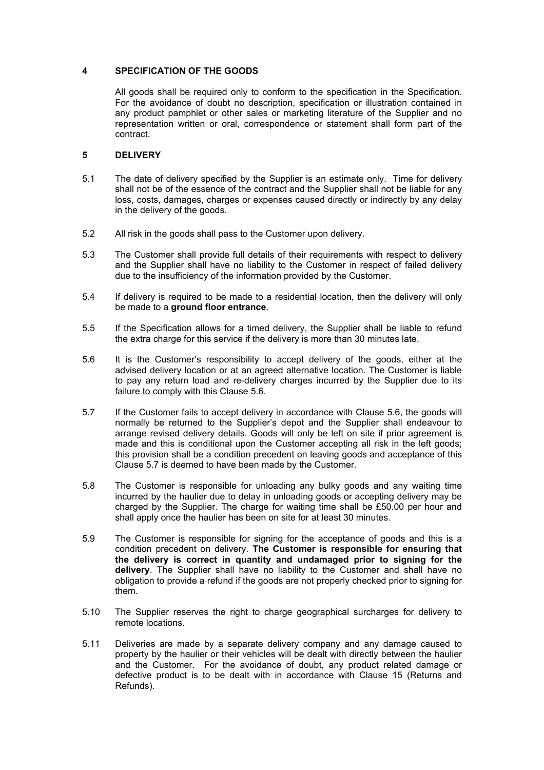## 4 SPECIFICATION OF THE GOODS

All goods shall be required only to conform to the specification in the Specification. For the avoidance of doubt no description, specification or illustration contained in any product pamphlet or other sales or marketing literature of the Supplier and no representation written or oral, correspondence or statement shall form part of the contract.

## 5 DELIVERY

5.1 The date of delivery specified by the Supplier is an estimate only. Time for delivery shall not be of the essence of the contract and the Supplier shall not be liable for any loss, costs, damages, charges or expenses caused directly or indirectly by any delay in the delivery of the goods.

5.2 All risk in the goods shall pass to the Customer upon delivery.

5.3 The Customer shall provide full details of their requirements with respect to delivery and the Supplier shall have no liability to the Customer in respect of failed delivery due to the insufficiency of the information provided by the Customer.

5.4 If delivery is required to be made to a residential location, then the delivery will only be made to a **ground floor entrance**.

5.5 If the Specification allows for a timed delivery, the Supplier shall be liable to refund the extra charge for this service if the delivery is more than 30 minutes late.

5.6 It is the Customer's responsibility to accept delivery of the goods, either at the advised delivery location or at an agreed alternative location. The Customer is liable to pay any return load and re-delivery charges incurred by the Supplier due to its failure to comply with this Clause 5.6.

5.7 If the Customer fails to accept delivery in accordance with Clause 5.6, the goods will normally be returned to the Supplier's depot and the Supplier shall endeavour to arrange revised delivery details. Goods will only be left on site if prior agreement is made and this is conditional upon the Customer accepting all risk in the left goods; this provision shall be a condition precedent on leaving goods and acceptance of this Clause 5.7 is deemed to have been made by the Customer.

5.8 The Customer is responsible for unloading any bulky goods and any waiting time incurred by the haulier due to delay in unloading goods or accepting delivery may be charged by the Supplier. The charge for waiting time shall be £50.00 per hour and shall apply once the haulier has been on site for at least 30 minutes.

5.9 The Customer is responsible for signing for the acceptance of goods and this is a condition precedent on delivery. **The Customer is responsible for ensuring that the delivery is correct in quantity and undamaged prior to signing for the delivery**. The Supplier shall have no liability to the Customer and shall have no obligation to provide a refund if the goods are not properly checked prior to signing for them.

5.10 The Supplier reserves the right to charge geographical surcharges for delivery to remote locations.

5.11 Deliveries are made by a separate delivery company and any damage caused to property by the haulier or their vehicles will be dealt with directly between the haulier and the Customer. For the avoidance of doubt, any product related damage or defective product is to be dealt with in accordance with Clause 15 (Returns and Refunds).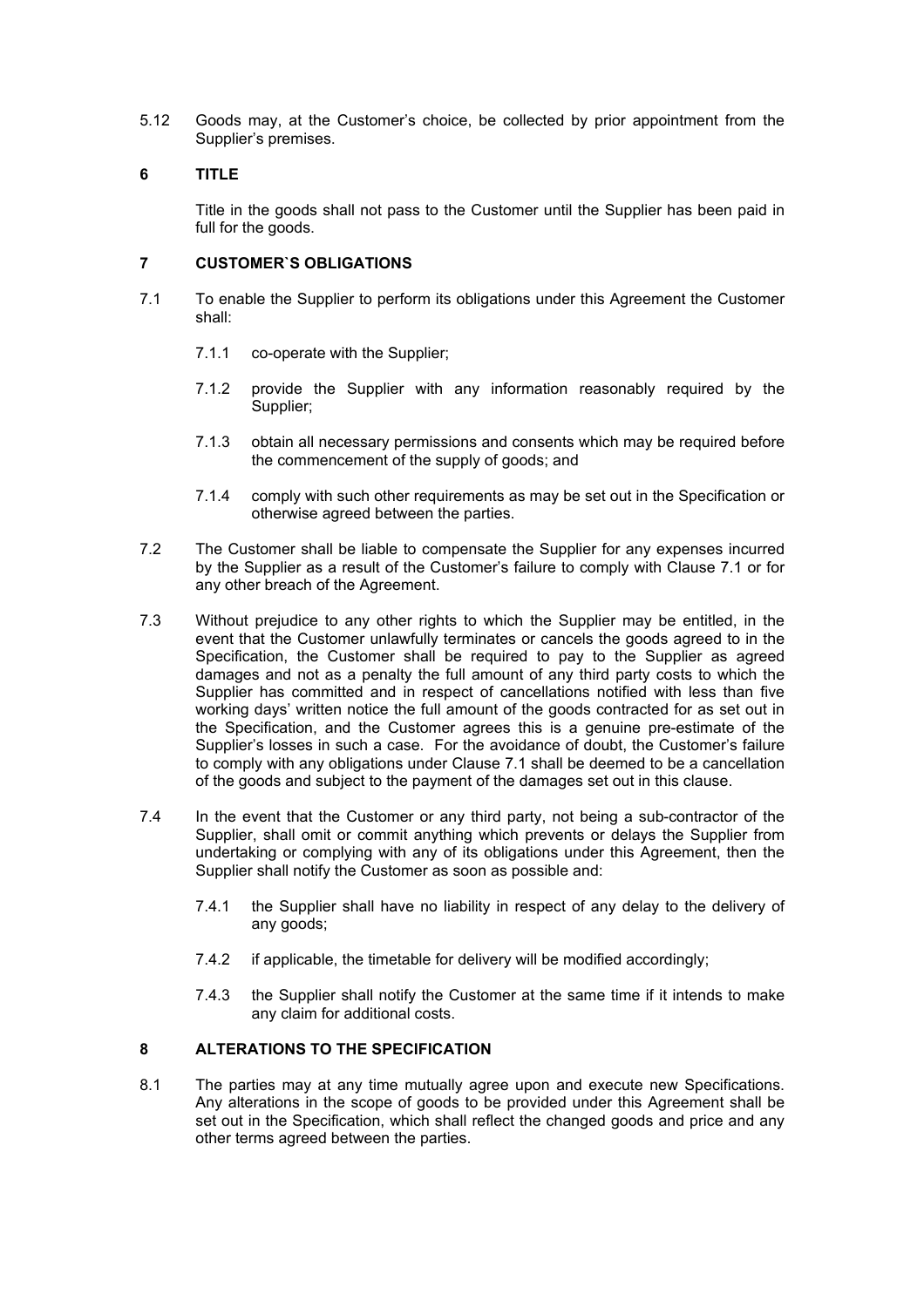5.12 Goods may, at the Customer's choice, be collected by prior appointment from the Supplier's premises.

## 6 TITLE

Title in the goods shall not pass to the Customer until the Supplier has been paid in full for the goods.

## 7 CUSTOMER`S OBLIGATIONS

7.1 To enable the Supplier to perform its obligations under this Agreement the Customer shall:

7.1.1 co-operate with the Supplier;

7.1.2 provide the Supplier with any information reasonably required by the Supplier;

7.1.3 obtain all necessary permissions and consents which may be required before the commencement of the supply of goods; and

7.1.4 comply with such other requirements as may be set out in the Specification or otherwise agreed between the parties.

7.2 The Customer shall be liable to compensate the Supplier for any expenses incurred by the Supplier as a result of the Customer's failure to comply with Clause 7.1 or for any other breach of the Agreement.

7.3 Without prejudice to any other rights to which the Supplier may be entitled, in the event that the Customer unlawfully terminates or cancels the goods agreed to in the Specification, the Customer shall be required to pay to the Supplier as agreed damages and not as a penalty the full amount of any third party costs to which the Supplier has committed and in respect of cancellations notified with less than five working days' written notice the full amount of the goods contracted for as set out in the Specification, and the Customer agrees this is a genuine pre-estimate of the Supplier's losses in such a case. For the avoidance of doubt, the Customer's failure to comply with any obligations under Clause 7.1 shall be deemed to be a cancellation of the goods and subject to the payment of the damages set out in this clause.

7.4 In the event that the Customer or any third party, not being a sub-contractor of the Supplier, shall omit or commit anything which prevents or delays the Supplier from undertaking or complying with any of its obligations under this Agreement, then the Supplier shall notify the Customer as soon as possible and:

7.4.1 the Supplier shall have no liability in respect of any delay to the delivery of any goods;

7.4.2 if applicable, the timetable for delivery will be modified accordingly;

7.4.3 the Supplier shall notify the Customer at the same time if it intends to make any claim for additional costs.

## 8 ALTERATIONS TO THE SPECIFICATION

8.1 The parties may at any time mutually agree upon and execute new Specifications. Any alterations in the scope of goods to be provided under this Agreement shall be set out in the Specification, which shall reflect the changed goods and price and any other terms agreed between the parties.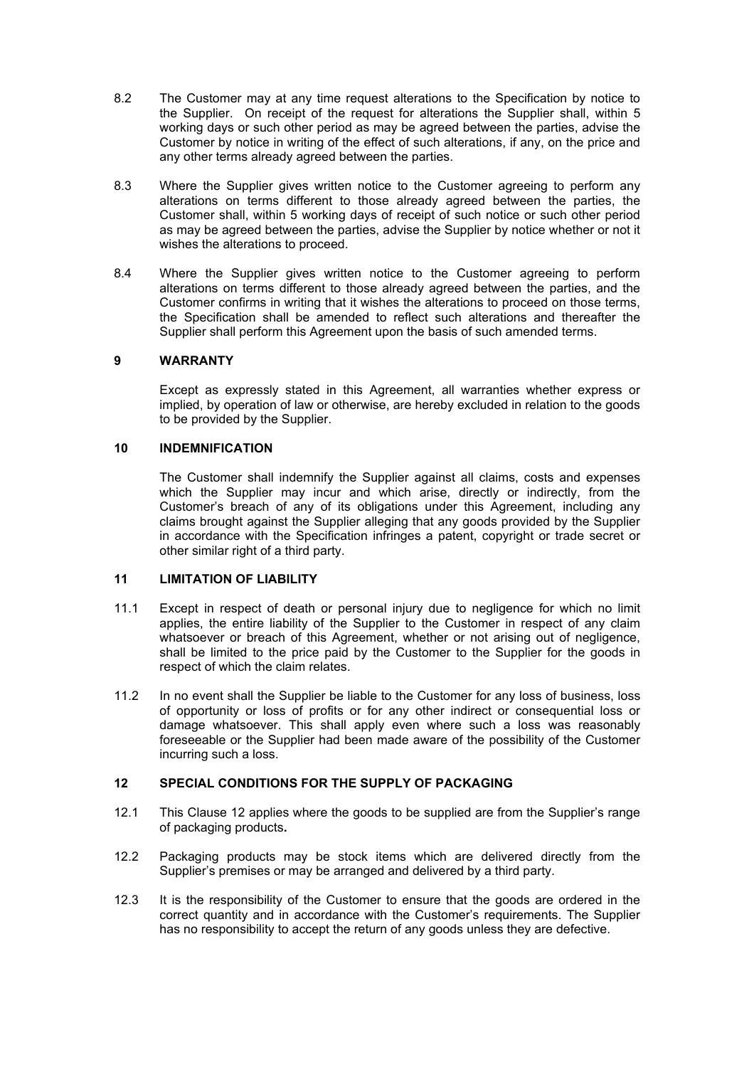8.2 The Customer may at any time request alterations to the Specification by notice to the Supplier. On receipt of the request for alterations the Supplier shall, within 5 working days or such other period as may be agreed between the parties, advise the Customer by notice in writing of the effect of such alterations, if any, on the price and any other terms already agreed between the parties.

8.3 Where the Supplier gives written notice to the Customer agreeing to perform any alterations on terms different to those already agreed between the parties, the Customer shall, within 5 working days of receipt of such notice or such other period as may be agreed between the parties, advise the Supplier by notice whether or not it wishes the alterations to proceed.

8.4 Where the Supplier gives written notice to the Customer agreeing to perform alterations on terms different to those already agreed between the parties, and the Customer confirms in writing that it wishes the alterations to proceed on those terms, the Specification shall be amended to reflect such alterations and thereafter the Supplier shall perform this Agreement upon the basis of such amended terms.

## 9 WARRANTY

Except as expressly stated in this Agreement, all warranties whether express or implied, by operation of law or otherwise, are hereby excluded in relation to the goods to be provided by the Supplier.

## 10 INDEMNIFICATION

The Customer shall indemnify the Supplier against all claims, costs and expenses which the Supplier may incur and which arise, directly or indirectly, from the Customer's breach of any of its obligations under this Agreement, including any claims brought against the Supplier alleging that any goods provided by the Supplier in accordance with the Specification infringes a patent, copyright or trade secret or other similar right of a third party.

## 11 LIMITATION OF LIABILITY

11.1 Except in respect of death or personal injury due to negligence for which no limit applies, the entire liability of the Supplier to the Customer in respect of any claim whatsoever or breach of this Agreement, whether or not arising out of negligence, shall be limited to the price paid by the Customer to the Supplier for the goods in respect of which the claim relates.

11.2 In no event shall the Supplier be liable to the Customer for any loss of business, loss of opportunity or loss of profits or for any other indirect or consequential loss or damage whatsoever. This shall apply even where such a loss was reasonably foreseeable or the Supplier had been made aware of the possibility of the Customer incurring such a loss.

## 12 SPECIAL CONDITIONS FOR THE SUPPLY OF PACKAGING

12.1 This Clause 12 applies where the goods to be supplied are from the Supplier's range of packaging products**.**

12.2 Packaging products may be stock items which are delivered directly from the Supplier's premises or may be arranged and delivered by a third party.

12.3 It is the responsibility of the Customer to ensure that the goods are ordered in the correct quantity and in accordance with the Customer's requirements. The Supplier has no responsibility to accept the return of any goods unless they are defective.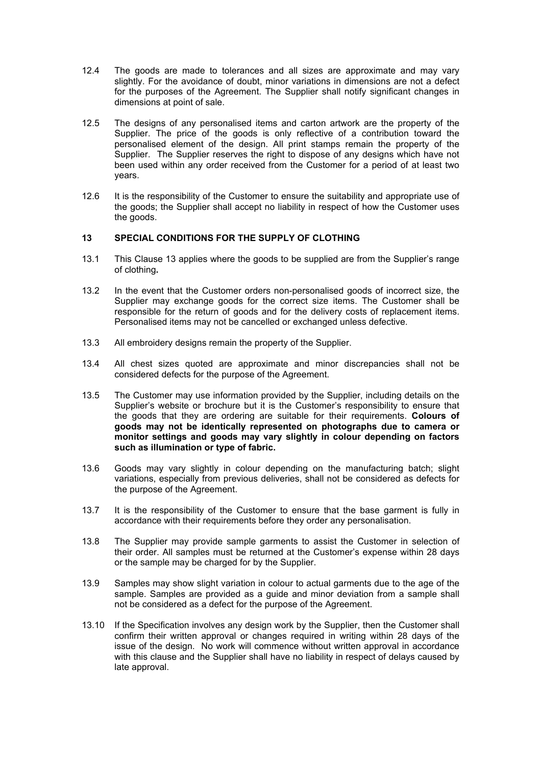12.4 The goods are made to tolerances and all sizes are approximate and may vary slightly. For the avoidance of doubt, minor variations in dimensions are not a defect for the purposes of the Agreement. The Supplier shall notify significant changes in dimensions at point of sale.

12.5 The designs of any personalised items and carton artwork are the property of the Supplier. The price of the goods is only reflective of a contribution toward the personalised element of the design. All print stamps remain the property of the Supplier. The Supplier reserves the right to dispose of any designs which have not been used within any order received from the Customer for a period of at least two years.

12.6 It is the responsibility of the Customer to ensure the suitability and appropriate use of the goods; the Supplier shall accept no liability in respect of how the Customer uses the goods.

## 13 SPECIAL CONDITIONS FOR THE SUPPLY OF CLOTHING

13.1 This Clause 13 applies where the goods to be supplied are from the Supplier's range of clothing**.**

13.2 In the event that the Customer orders non-personalised goods of incorrect size, the Supplier may exchange goods for the correct size items. The Customer shall be responsible for the return of goods and for the delivery costs of replacement items. Personalised items may not be cancelled or exchanged unless defective.

13.3 All embroidery designs remain the property of the Supplier.

13.4 All chest sizes quoted are approximate and minor discrepancies shall not be considered defects for the purpose of the Agreement.

13.5 The Customer may use information provided by the Supplier, including details on the Supplier's website or brochure but it is the Customer's responsibility to ensure that the goods that they are ordering are suitable for their requirements. **Colours of goods may not be identically represented on photographs due to camera or monitor settings and goods may vary slightly in colour depending on factors such as illumination or type of fabric.**

13.6 Goods may vary slightly in colour depending on the manufacturing batch; slight variations, especially from previous deliveries, shall not be considered as defects for the purpose of the Agreement.

13.7 It is the responsibility of the Customer to ensure that the base garment is fully in accordance with their requirements before they order any personalisation.

13.8 The Supplier may provide sample garments to assist the Customer in selection of their order. All samples must be returned at the Customer's expense within 28 days or the sample may be charged for by the Supplier.

13.9 Samples may show slight variation in colour to actual garments due to the age of the sample. Samples are provided as a guide and minor deviation from a sample shall not be considered as a defect for the purpose of the Agreement.

13.10 If the Specification involves any design work by the Supplier, then the Customer shall confirm their written approval or changes required in writing within 28 days of the issue of the design. No work will commence without written approval in accordance with this clause and the Supplier shall have no liability in respect of delays caused by late approval.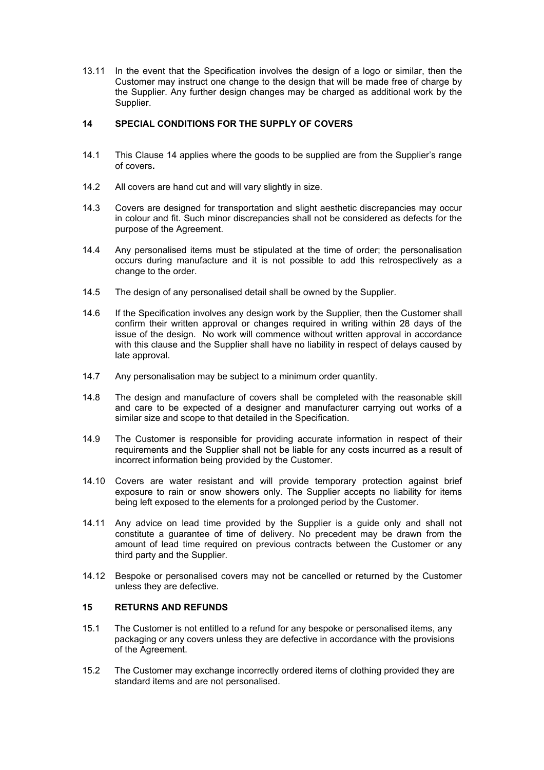13.11 In the event that the Specification involves the design of a logo or similar, then the Customer may instruct one change to the design that will be made free of charge by the Supplier. Any further design changes may be charged as additional work by the Supplier.

## 14 SPECIAL CONDITIONS FOR THE SUPPLY OF COVERS

14.1 This Clause 14 applies where the goods to be supplied are from the Supplier's range of covers**.**

14.2 All covers are hand cut and will vary slightly in size.

14.3 Covers are designed for transportation and slight aesthetic discrepancies may occur in colour and fit. Such minor discrepancies shall not be considered as defects for the purpose of the Agreement.

14.4 Any personalised items must be stipulated at the time of order; the personalisation occurs during manufacture and it is not possible to add this retrospectively as a change to the order.

14.5 The design of any personalised detail shall be owned by the Supplier.

14.6 If the Specification involves any design work by the Supplier, then the Customer shall confirm their written approval or changes required in writing within 28 days of the issue of the design. No work will commence without written approval in accordance with this clause and the Supplier shall have no liability in respect of delays caused by late approval.

14.7 Any personalisation may be subject to a minimum order quantity.

14.8 The design and manufacture of covers shall be completed with the reasonable skill and care to be expected of a designer and manufacturer carrying out works of a similar size and scope to that detailed in the Specification.

14.9 The Customer is responsible for providing accurate information in respect of their requirements and the Supplier shall not be liable for any costs incurred as a result of incorrect information being provided by the Customer.

14.10 Covers are water resistant and will provide temporary protection against brief exposure to rain or snow showers only. The Supplier accepts no liability for items being left exposed to the elements for a prolonged period by the Customer.

14.11 Any advice on lead time provided by the Supplier is a guide only and shall not constitute a guarantee of time of delivery. No precedent may be drawn from the amount of lead time required on previous contracts between the Customer or any third party and the Supplier.

14.12 Bespoke or personalised covers may not be cancelled or returned by the Customer unless they are defective.

## 15 RETURNS AND REFUNDS

15.1 The Customer is not entitled to a refund for any bespoke or personalised items, any packaging or any covers unless they are defective in accordance with the provisions of the Agreement.

15.2 The Customer may exchange incorrectly ordered items of clothing provided they are standard items and are not personalised.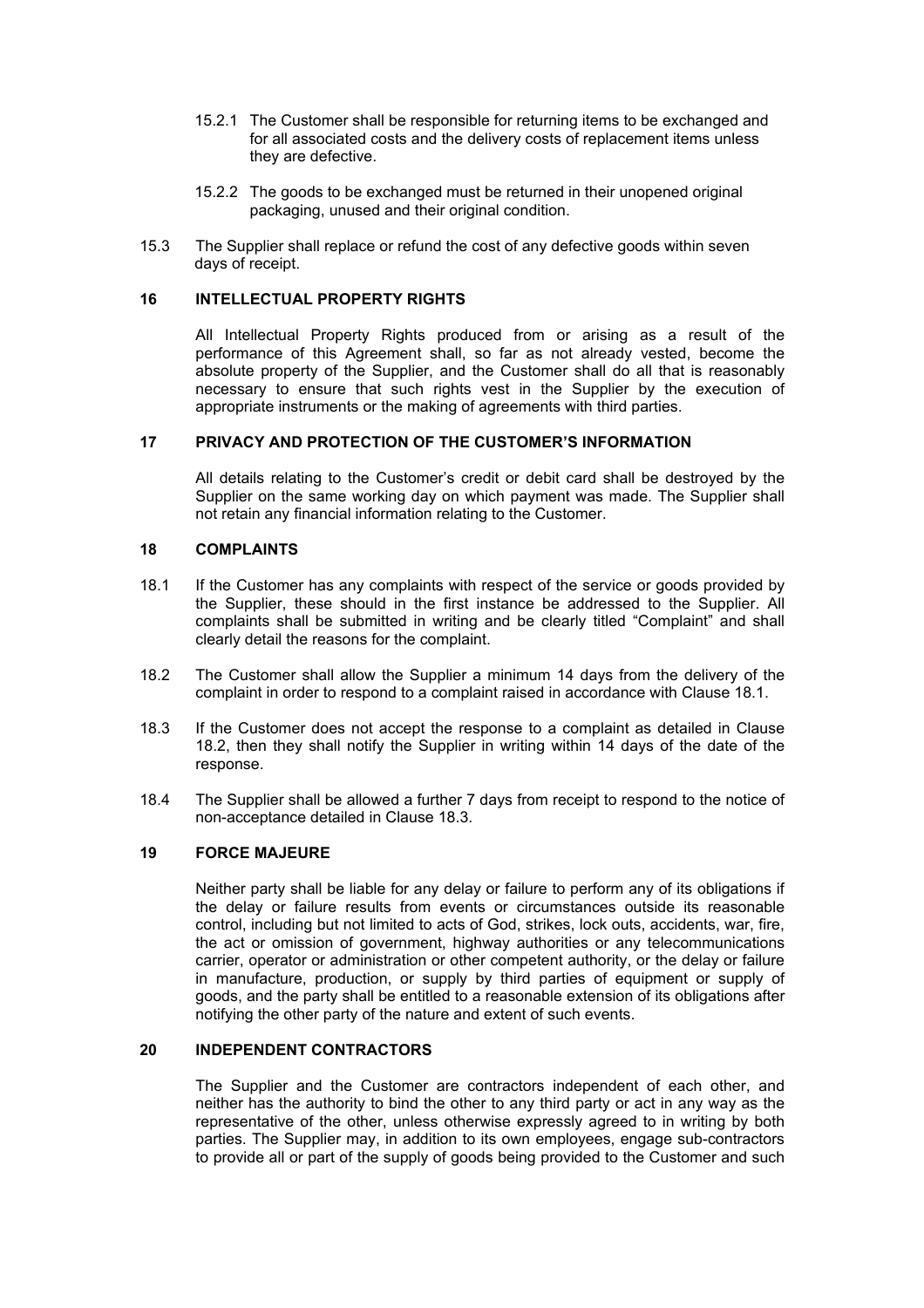15.2.1 The Customer shall be responsible for returning items to be exchanged and for all associated costs and the delivery costs of replacement items unless they are defective.

15.2.2 The goods to be exchanged must be returned in their unopened original packaging, unused and their original condition.

15.3 The Supplier shall replace or refund the cost of any defective goods within seven days of receipt.

## 16 INTELLECTUAL PROPERTY RIGHTS

All Intellectual Property Rights produced from or arising as a result of the performance of this Agreement shall, so far as not already vested, become the absolute property of the Supplier, and the Customer shall do all that is reasonably necessary to ensure that such rights vest in the Supplier by the execution of appropriate instruments or the making of agreements with third parties.

## 17 PRIVACY AND PROTECTION OF THE CUSTOMER'S INFORMATION

All details relating to the Customer's credit or debit card shall be destroyed by the Supplier on the same working day on which payment was made. The Supplier shall not retain any financial information relating to the Customer.

## 18 COMPLAINTS

18.1 If the Customer has any complaints with respect of the service or goods provided by the Supplier, these should in the first instance be addressed to the Supplier. All complaints shall be submitted in writing and be clearly titled "Complaint" and shall clearly detail the reasons for the complaint.

18.2 The Customer shall allow the Supplier a minimum 14 days from the delivery of the complaint in order to respond to a complaint raised in accordance with Clause 18.1.

18.3 If the Customer does not accept the response to a complaint as detailed in Clause 18.2, then they shall notify the Supplier in writing within 14 days of the date of the response.

18.4 The Supplier shall be allowed a further 7 days from receipt to respond to the notice of non-acceptance detailed in Clause 18.3.

## 19 FORCE MAJEURE

Neither party shall be liable for any delay or failure to perform any of its obligations if the delay or failure results from events or circumstances outside its reasonable control, including but not limited to acts of God, strikes, lock outs, accidents, war, fire, the act or omission of government, highway authorities or any telecommunications carrier, operator or administration or other competent authority, or the delay or failure in manufacture, production, or supply by third parties of equipment or supply of goods, and the party shall be entitled to a reasonable extension of its obligations after notifying the other party of the nature and extent of such events.

## 20 INDEPENDENT CONTRACTORS

The Supplier and the Customer are contractors independent of each other, and neither has the authority to bind the other to any third party or act in any way as the representative of the other, unless otherwise expressly agreed to in writing by both parties. The Supplier may, in addition to its own employees, engage sub-contractors to provide all or part of the supply of goods being provided to the Customer and such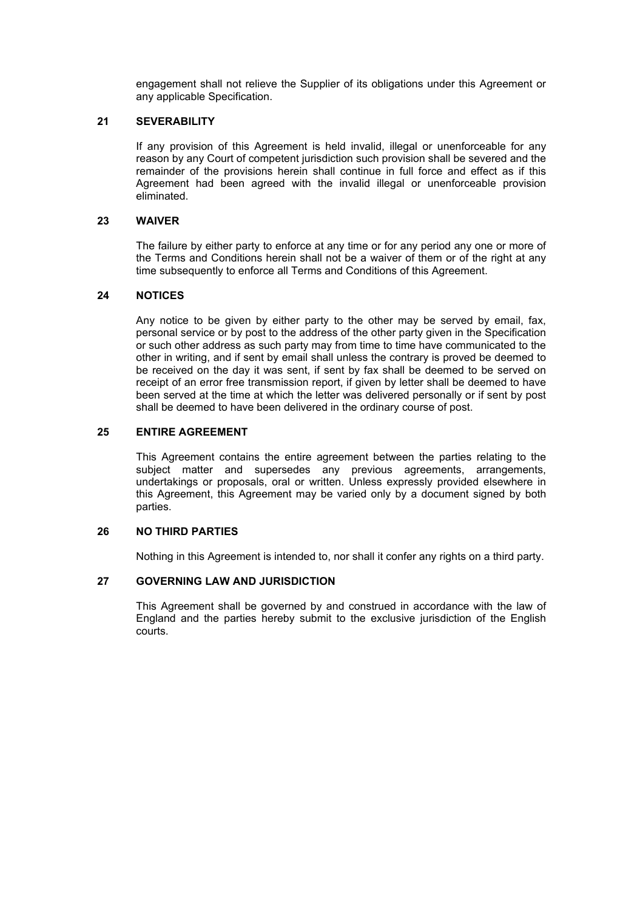engagement shall not relieve the Supplier of its obligations under this Agreement or any applicable Specification.

## 21 SEVERABILITY

If any provision of this Agreement is held invalid, illegal or unenforceable for any reason by any Court of competent jurisdiction such provision shall be severed and the remainder of the provisions herein shall continue in full force and effect as if this Agreement had been agreed with the invalid illegal or unenforceable provision eliminated.

## 23 WAIVER

The failure by either party to enforce at any time or for any period any one or more of the Terms and Conditions herein shall not be a waiver of them or of the right at any time subsequently to enforce all Terms and Conditions of this Agreement.

## 24 NOTICES

Any notice to be given by either party to the other may be served by email, fax, personal service or by post to the address of the other party given in the Specification or such other address as such party may from time to time have communicated to the other in writing, and if sent by email shall unless the contrary is proved be deemed to be received on the day it was sent, if sent by fax shall be deemed to be served on receipt of an error free transmission report, if given by letter shall be deemed to have been served at the time at which the letter was delivered personally or if sent by post shall be deemed to have been delivered in the ordinary course of post.

## 25 ENTIRE AGREEMENT

This Agreement contains the entire agreement between the parties relating to the subject matter and supersedes any previous agreements, arrangements, undertakings or proposals, oral or written. Unless expressly provided elsewhere in this Agreement, this Agreement may be varied only by a document signed by both parties.

## 26 NO THIRD PARTIES

Nothing in this Agreement is intended to, nor shall it confer any rights on a third party.

## 27 GOVERNING LAW AND JURISDICTION

This Agreement shall be governed by and construed in accordance with the law of England and the parties hereby submit to the exclusive jurisdiction of the English courts.